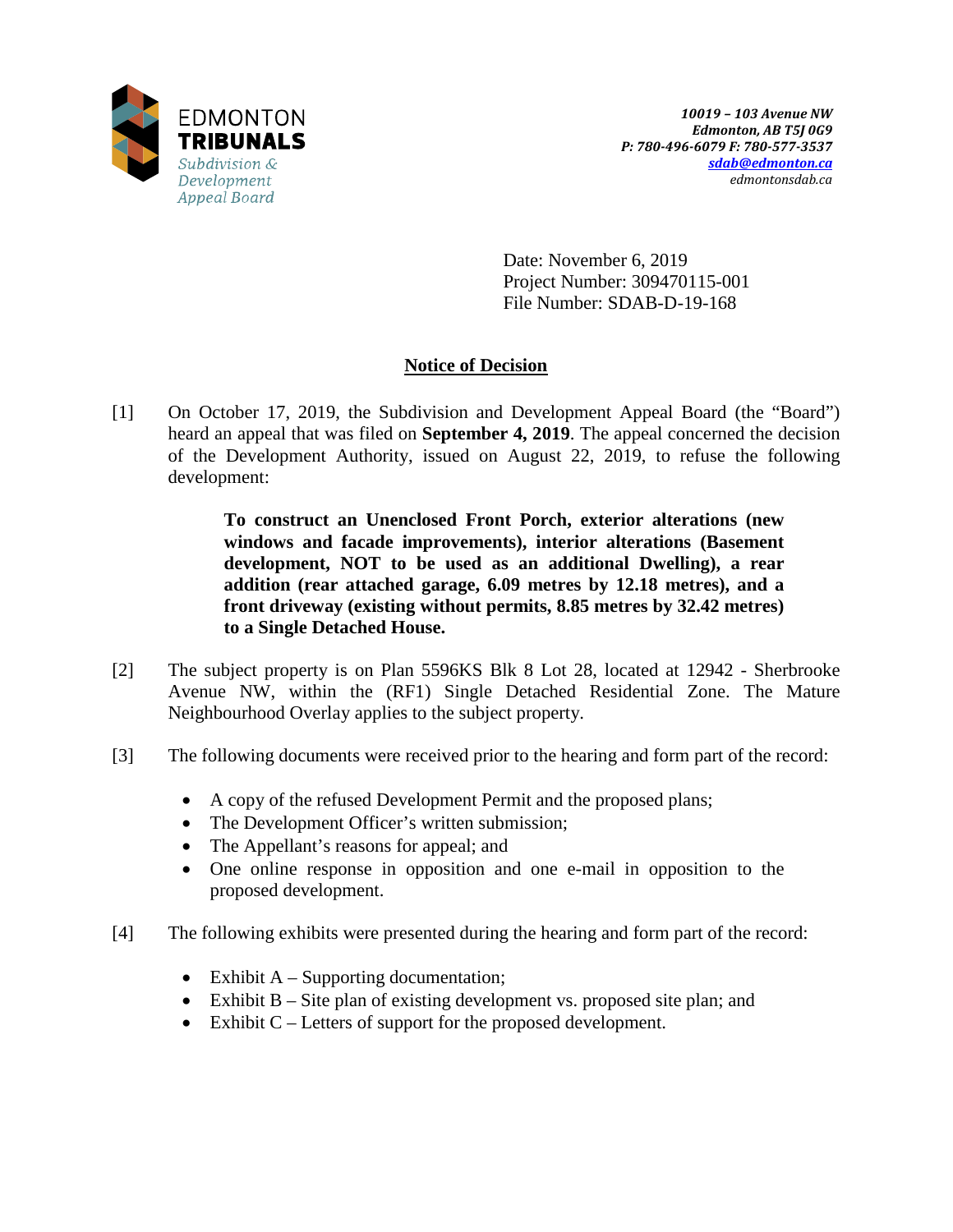EDMONTON
**TRIBUNALS**
*Subdivision & Development Appeal Board*

***10019 – 103 Avenue NW***
***Edmonton, AB T5J 0G9***
***P: 780-496-6079 F: 780-577-3537***
***sdab@edmonton.ca***
*edmontonsdab.ca*

Date: November 6, 2019
Project Number: 309470115-001
File Number: SDAB-D-19-168

## Notice of Decision

[1] On October 17, 2019, the Subdivision and Development Appeal Board (the "Board") heard an appeal that was filed on **September 4, 2019**. The appeal concerned the decision of the Development Authority, issued on August 22, 2019, to refuse the following development:

> **To construct an Unenclosed Front Porch, exterior alterations (new windows and facade improvements), interior alterations (Basement development, NOT to be used as an additional Dwelling), a rear addition (rear attached garage, 6.09 metres by 12.18 metres), and a front driveway (existing without permits, 8.85 metres by 32.42 metres) to a Single Detached House.**

[2] The subject property is on Plan 5596KS Blk 8 Lot 28, located at 12942 - Sherbrooke Avenue NW, within the (RF1) Single Detached Residential Zone. The Mature Neighbourhood Overlay applies to the subject property.

[3] The following documents were received prior to the hearing and form part of the record:

- A copy of the refused Development Permit and the proposed plans;
- The Development Officer's written submission;
- The Appellant's reasons for appeal; and
- One online response in opposition and one e-mail in opposition to the proposed development.

[4] The following exhibits were presented during the hearing and form part of the record:

- Exhibit A – Supporting documentation;
- Exhibit B – Site plan of existing development vs. proposed site plan; and
- Exhibit C – Letters of support for the proposed development.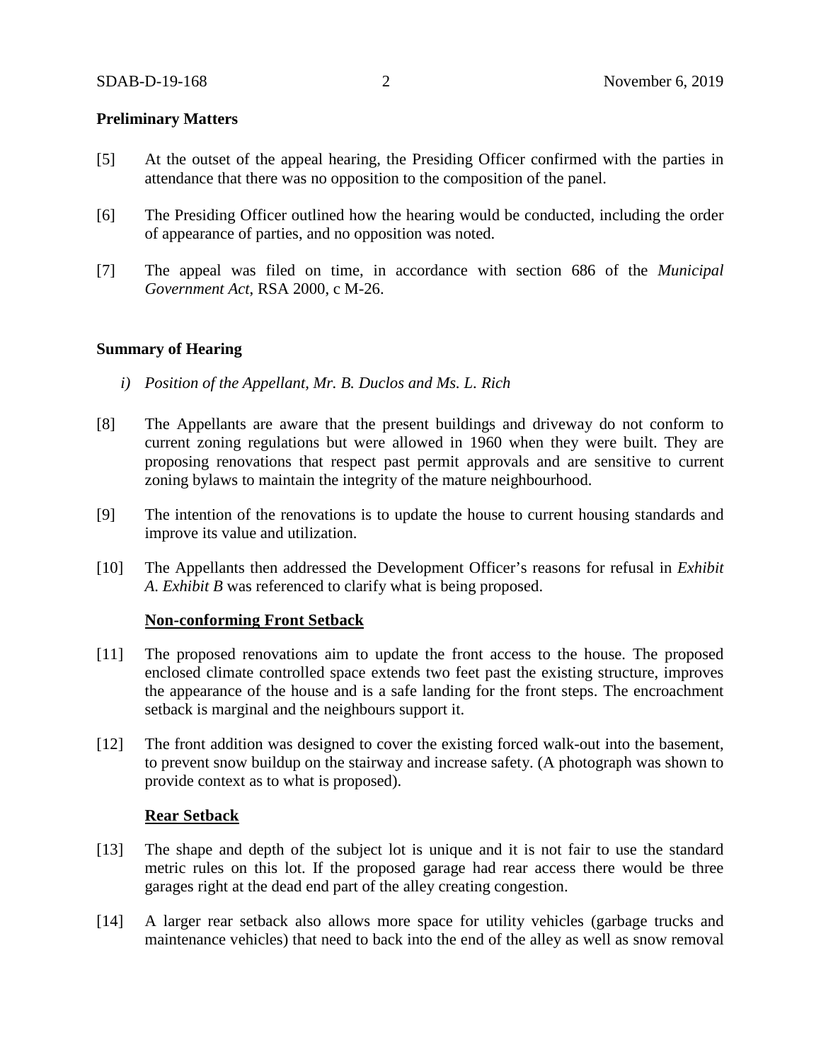**Preliminary Matters**

[5] At the outset of the appeal hearing, the Presiding Officer confirmed with the parties in attendance that there was no opposition to the composition of the panel.

[6] The Presiding Officer outlined how the hearing would be conducted, including the order of appearance of parties, and no opposition was noted.

[7] The appeal was filed on time, in accordance with section 686 of the *Municipal Government Act*, RSA 2000, c M-26.

**Summary of Hearing**

*i) Position of the Appellant, Mr. B. Duclos and Ms. L. Rich*

[8] The Appellants are aware that the present buildings and driveway do not conform to current zoning regulations but were allowed in 1960 when they were built. They are proposing renovations that respect past permit approvals and are sensitive to current zoning bylaws to maintain the integrity of the mature neighbourhood.

[9] The intention of the renovations is to update the house to current housing standards and improve its value and utilization.

[10] The Appellants then addressed the Development Officer's reasons for refusal in *Exhibit A*. *Exhibit B* was referenced to clarify what is being proposed.

**Non-conforming Front Setback**

[11] The proposed renovations aim to update the front access to the house. The proposed enclosed climate controlled space extends two feet past the existing structure, improves the appearance of the house and is a safe landing for the front steps. The encroachment setback is marginal and the neighbours support it.

[12] The front addition was designed to cover the existing forced walk-out into the basement, to prevent snow buildup on the stairway and increase safety. (A photograph was shown to provide context as to what is proposed).

**Rear Setback**

[13] The shape and depth of the subject lot is unique and it is not fair to use the standard metric rules on this lot. If the proposed garage had rear access there would be three garages right at the dead end part of the alley creating congestion.

[14] A larger rear setback also allows more space for utility vehicles (garbage trucks and maintenance vehicles) that need to back into the end of the alley as well as snow removal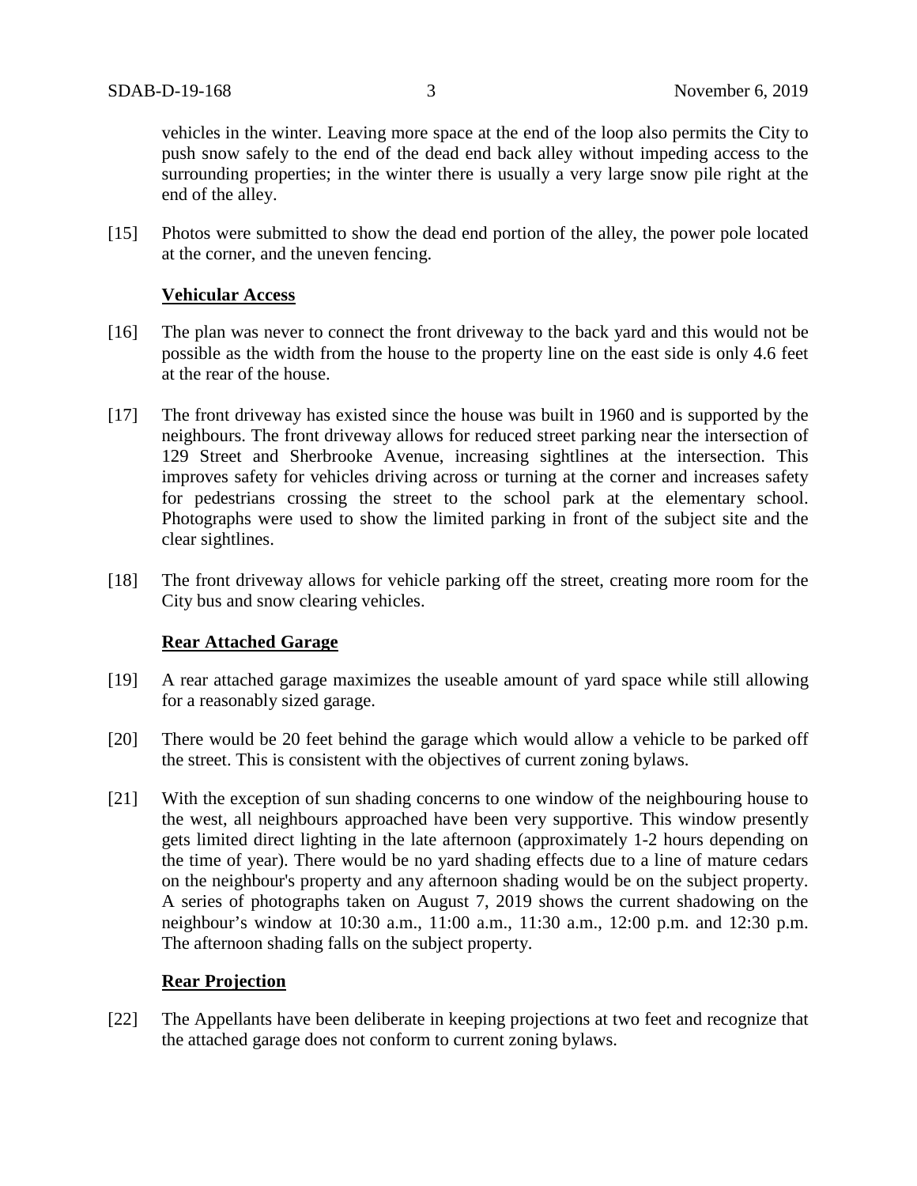vehicles in the winter. Leaving more space at the end of the loop also permits the City to push snow safely to the end of the dead end back alley without impeding access to the surrounding properties; in the winter there is usually a very large snow pile right at the end of the alley.

[15] Photos were submitted to show the dead end portion of the alley, the power pole located at the corner, and the uneven fencing.

**Vehicular Access**

[16] The plan was never to connect the front driveway to the back yard and this would not be possible as the width from the house to the property line on the east side is only 4.6 feet at the rear of the house.

[17] The front driveway has existed since the house was built in 1960 and is supported by the neighbours. The front driveway allows for reduced street parking near the intersection of 129 Street and Sherbrooke Avenue, increasing sightlines at the intersection. This improves safety for vehicles driving across or turning at the corner and increases safety for pedestrians crossing the street to the school park at the elementary school. Photographs were used to show the limited parking in front of the subject site and the clear sightlines.

[18] The front driveway allows for vehicle parking off the street, creating more room for the City bus and snow clearing vehicles.

**Rear Attached Garage**

[19] A rear attached garage maximizes the useable amount of yard space while still allowing for a reasonably sized garage.

[20] There would be 20 feet behind the garage which would allow a vehicle to be parked off the street. This is consistent with the objectives of current zoning bylaws.

[21] With the exception of sun shading concerns to one window of the neighbouring house to the west, all neighbours approached have been very supportive. This window presently gets limited direct lighting in the late afternoon (approximately 1-2 hours depending on the time of year). There would be no yard shading effects due to a line of mature cedars on the neighbour's property and any afternoon shading would be on the subject property. A series of photographs taken on August 7, 2019 shows the current shadowing on the neighbour's window at 10:30 a.m., 11:00 a.m., 11:30 a.m., 12:00 p.m. and 12:30 p.m. The afternoon shading falls on the subject property.

**Rear Projection**

[22] The Appellants have been deliberate in keeping projections at two feet and recognize that the attached garage does not conform to current zoning bylaws.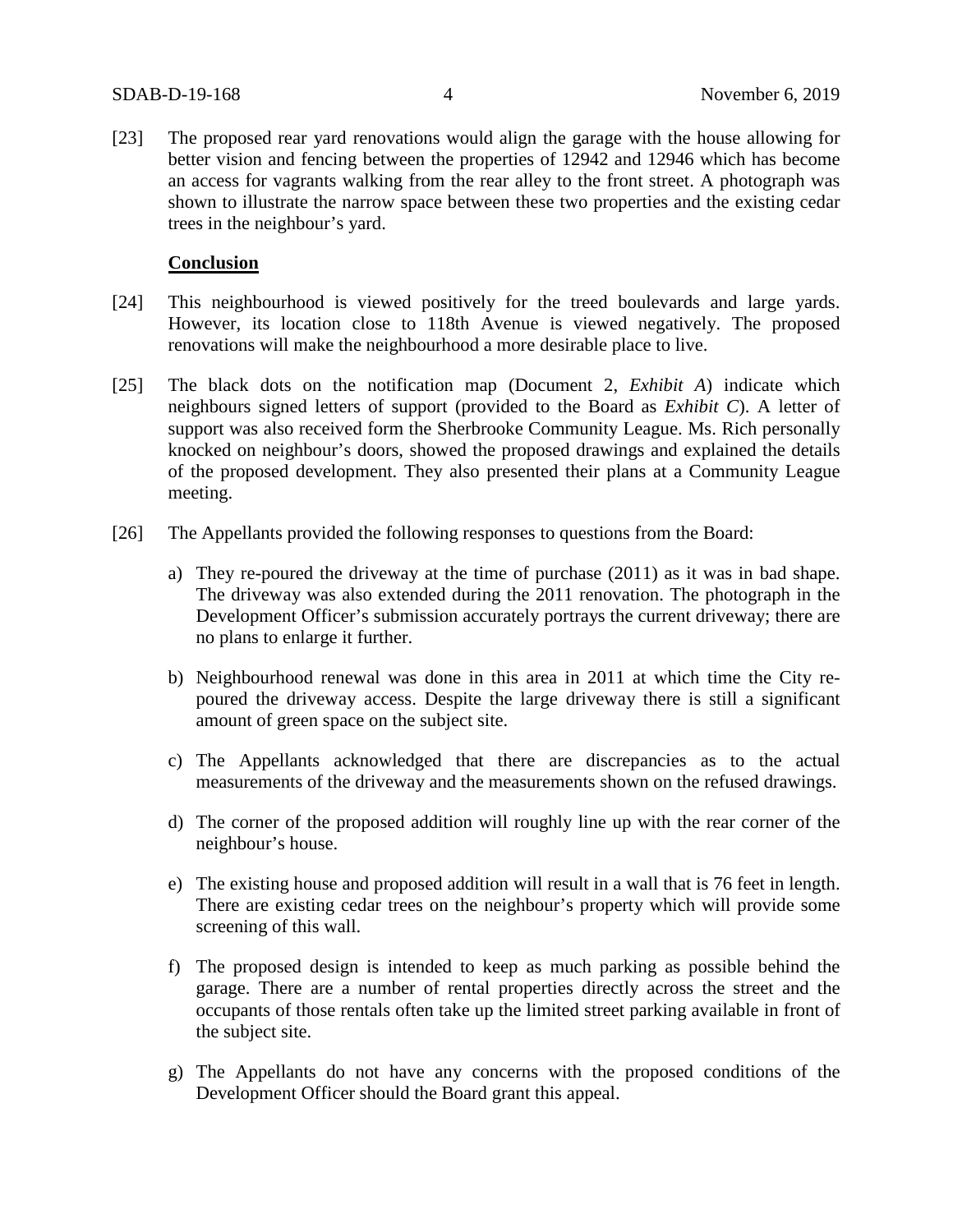[23] The proposed rear yard renovations would align the garage with the house allowing for better vision and fencing between the properties of 12942 and 12946 which has become an access for vagrants walking from the rear alley to the front street. A photograph was shown to illustrate the narrow space between these two properties and the existing cedar trees in the neighbour's yard.

**Conclusion**

[24] This neighbourhood is viewed positively for the treed boulevards and large yards. However, its location close to 118th Avenue is viewed negatively. The proposed renovations will make the neighbourhood a more desirable place to live.

[25] The black dots on the notification map (Document 2, *Exhibit A*) indicate which neighbours signed letters of support (provided to the Board as *Exhibit C*). A letter of support was also received form the Sherbrooke Community League. Ms. Rich personally knocked on neighbour's doors, showed the proposed drawings and explained the details of the proposed development. They also presented their plans at a Community League meeting.

[26] The Appellants provided the following responses to questions from the Board:

a) They re-poured the driveway at the time of purchase (2011) as it was in bad shape. The driveway was also extended during the 2011 renovation. The photograph in the Development Officer's submission accurately portrays the current driveway; there are no plans to enlarge it further.

b) Neighbourhood renewal was done in this area in 2011 at which time the City re-poured the driveway access. Despite the large driveway there is still a significant amount of green space on the subject site.

c) The Appellants acknowledged that there are discrepancies as to the actual measurements of the driveway and the measurements shown on the refused drawings.

d) The corner of the proposed addition will roughly line up with the rear corner of the neighbour's house.

e) The existing house and proposed addition will result in a wall that is 76 feet in length. There are existing cedar trees on the neighbour's property which will provide some screening of this wall.

f) The proposed design is intended to keep as much parking as possible behind the garage. There are a number of rental properties directly across the street and the occupants of those rentals often take up the limited street parking available in front of the subject site.

g) The Appellants do not have any concerns with the proposed conditions of the Development Officer should the Board grant this appeal.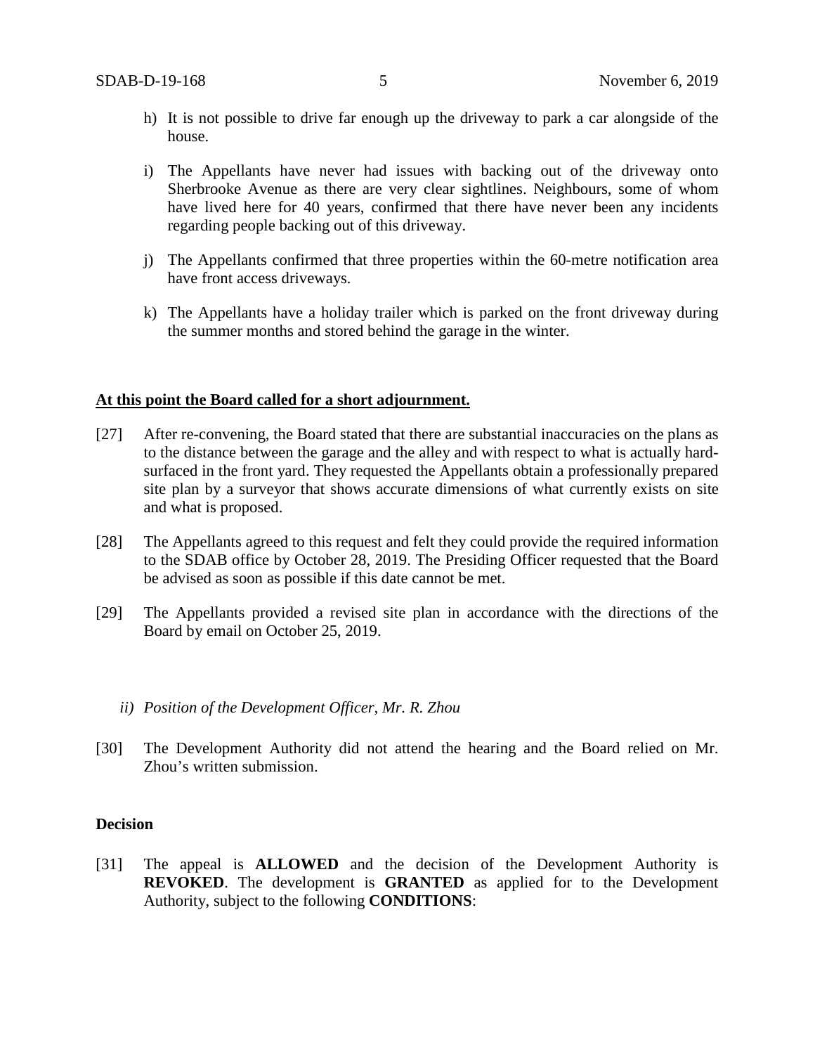h) It is not possible to drive far enough up the driveway to park a car alongside of the house.

i) The Appellants have never had issues with backing out of the driveway onto Sherbrooke Avenue as there are very clear sightlines. Neighbours, some of whom have lived here for 40 years, confirmed that there have never been any incidents regarding people backing out of this driveway.

j) The Appellants confirmed that three properties within the 60-metre notification area have front access driveways.

k) The Appellants have a holiday trailer which is parked on the front driveway during the summer months and stored behind the garage in the winter.

**At this point the Board called for a short adjournment.**

[27] After re-convening, the Board stated that there are substantial inaccuracies on the plans as to the distance between the garage and the alley and with respect to what is actually hard-surfaced in the front yard. They requested the Appellants obtain a professionally prepared site plan by a surveyor that shows accurate dimensions of what currently exists on site and what is proposed.

[28] The Appellants agreed to this request and felt they could provide the required information to the SDAB office by October 28, 2019. The Presiding Officer requested that the Board be advised as soon as possible if this date cannot be met.

[29] The Appellants provided a revised site plan in accordance with the directions of the Board by email on October 25, 2019.

*ii) Position of the Development Officer, Mr. R. Zhou*

[30] The Development Authority did not attend the hearing and the Board relied on Mr. Zhou's written submission.

**Decision**

[31] The appeal is **ALLOWED** and the decision of the Development Authority is **REVOKED**. The development is **GRANTED** as applied for to the Development Authority, subject to the following **CONDITIONS**: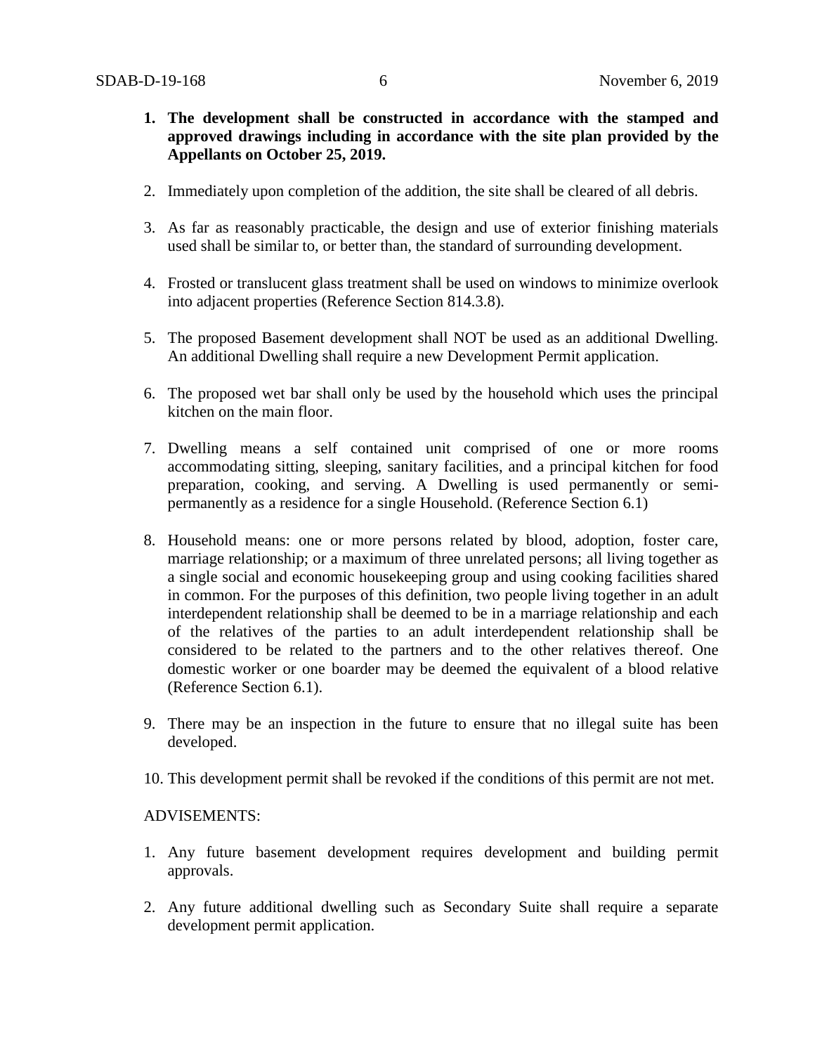1. **The development shall be constructed in accordance with the stamped and approved drawings including in accordance with the site plan provided by the Appellants on October 25, 2019.**

2. Immediately upon completion of the addition, the site shall be cleared of all debris.

3. As far as reasonably practicable, the design and use of exterior finishing materials used shall be similar to, or better than, the standard of surrounding development.

4. Frosted or translucent glass treatment shall be used on windows to minimize overlook into adjacent properties (Reference Section 814.3.8).

5. The proposed Basement development shall NOT be used as an additional Dwelling. An additional Dwelling shall require a new Development Permit application.

6. The proposed wet bar shall only be used by the household which uses the principal kitchen on the main floor.

7. Dwelling means a self contained unit comprised of one or more rooms accommodating sitting, sleeping, sanitary facilities, and a principal kitchen for food preparation, cooking, and serving. A Dwelling is used permanently or semi-permanently as a residence for a single Household. (Reference Section 6.1)

8. Household means: one or more persons related by blood, adoption, foster care, marriage relationship; or a maximum of three unrelated persons; all living together as a single social and economic housekeeping group and using cooking facilities shared in common. For the purposes of this definition, two people living together in an adult interdependent relationship shall be deemed to be in a marriage relationship and each of the relatives of the parties to an adult interdependent relationship shall be considered to be related to the partners and to the other relatives thereof. One domestic worker or one boarder may be deemed the equivalent of a blood relative (Reference Section 6.1).

9. There may be an inspection in the future to ensure that no illegal suite has been developed.

10. This development permit shall be revoked if the conditions of this permit are not met.

ADVISEMENTS:

1. Any future basement development requires development and building permit approvals.

2. Any future additional dwelling such as Secondary Suite shall require a separate development permit application.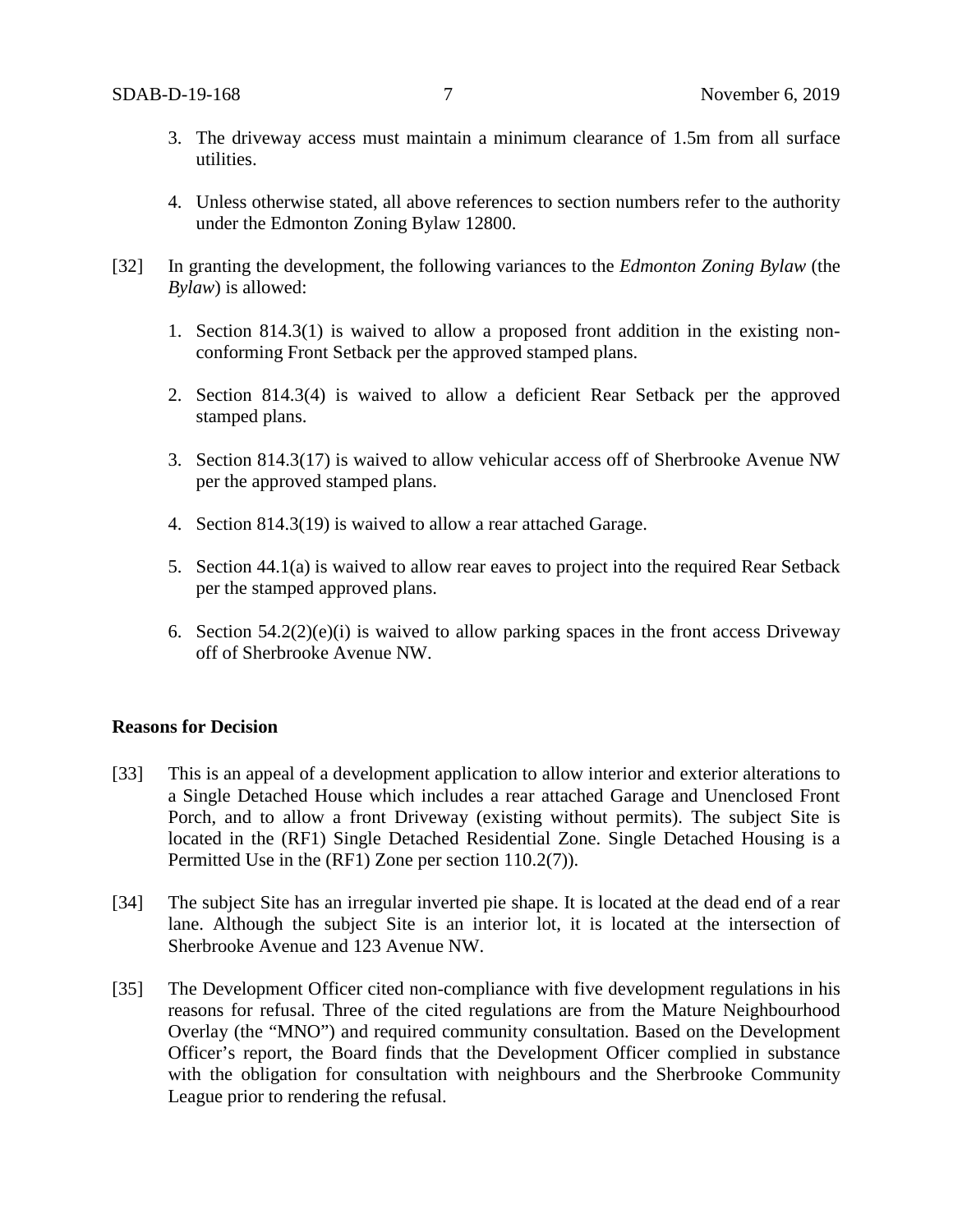3. The driveway access must maintain a minimum clearance of 1.5m from all surface utilities.

4. Unless otherwise stated, all above references to section numbers refer to the authority under the Edmonton Zoning Bylaw 12800.

[32] In granting the development, the following variances to the *Edmonton Zoning Bylaw* (the *Bylaw*) is allowed:

1. Section 814.3(1) is waived to allow a proposed front addition in the existing non-conforming Front Setback per the approved stamped plans.

2. Section 814.3(4) is waived to allow a deficient Rear Setback per the approved stamped plans.

3. Section 814.3(17) is waived to allow vehicular access off of Sherbrooke Avenue NW per the approved stamped plans.

4. Section 814.3(19) is waived to allow a rear attached Garage.

5. Section 44.1(a) is waived to allow rear eaves to project into the required Rear Setback per the stamped approved plans.

6. Section 54.2(2)(e)(i) is waived to allow parking spaces in the front access Driveway off of Sherbrooke Avenue NW.

**Reasons for Decision**

[33] This is an appeal of a development application to allow interior and exterior alterations to a Single Detached House which includes a rear attached Garage and Unenclosed Front Porch, and to allow a front Driveway (existing without permits). The subject Site is located in the (RF1) Single Detached Residential Zone. Single Detached Housing is a Permitted Use in the (RF1) Zone per section 110.2(7)).

[34] The subject Site has an irregular inverted pie shape. It is located at the dead end of a rear lane. Although the subject Site is an interior lot, it is located at the intersection of Sherbrooke Avenue and 123 Avenue NW.

[35] The Development Officer cited non-compliance with five development regulations in his reasons for refusal. Three of the cited regulations are from the Mature Neighbourhood Overlay (the "MNO") and required community consultation. Based on the Development Officer's report, the Board finds that the Development Officer complied in substance with the obligation for consultation with neighbours and the Sherbrooke Community League prior to rendering the refusal.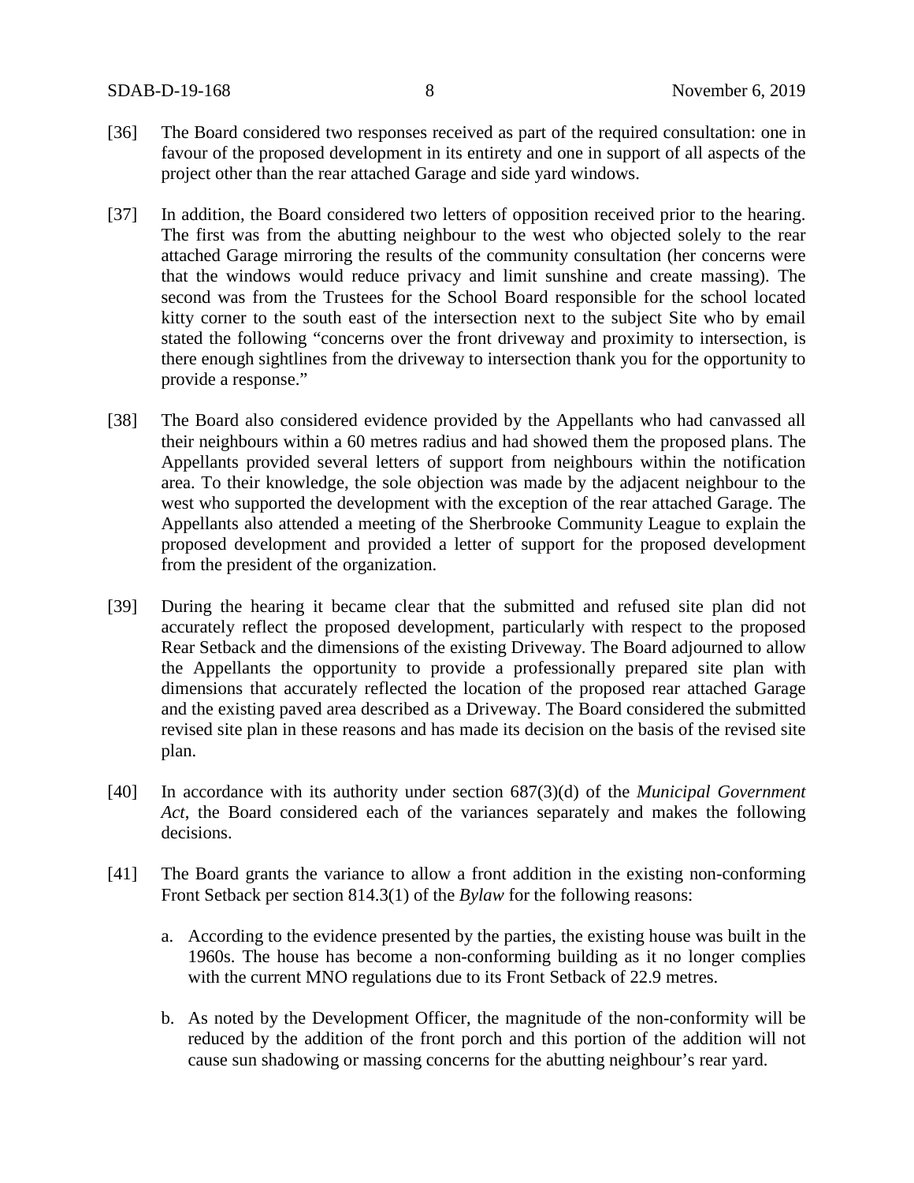[36] The Board considered two responses received as part of the required consultation: one in favour of the proposed development in its entirety and one in support of all aspects of the project other than the rear attached Garage and side yard windows.

[37] In addition, the Board considered two letters of opposition received prior to the hearing. The first was from the abutting neighbour to the west who objected solely to the rear attached Garage mirroring the results of the community consultation (her concerns were that the windows would reduce privacy and limit sunshine and create massing). The second was from the Trustees for the School Board responsible for the school located kitty corner to the south east of the intersection next to the subject Site who by email stated the following "concerns over the front driveway and proximity to intersection, is there enough sightlines from the driveway to intersection thank you for the opportunity to provide a response."

[38] The Board also considered evidence provided by the Appellants who had canvassed all their neighbours within a 60 metres radius and had showed them the proposed plans. The Appellants provided several letters of support from neighbours within the notification area. To their knowledge, the sole objection was made by the adjacent neighbour to the west who supported the development with the exception of the rear attached Garage. The Appellants also attended a meeting of the Sherbrooke Community League to explain the proposed development and provided a letter of support for the proposed development from the president of the organization.

[39] During the hearing it became clear that the submitted and refused site plan did not accurately reflect the proposed development, particularly with respect to the proposed Rear Setback and the dimensions of the existing Driveway. The Board adjourned to allow the Appellants the opportunity to provide a professionally prepared site plan with dimensions that accurately reflected the location of the proposed rear attached Garage and the existing paved area described as a Driveway. The Board considered the submitted revised site plan in these reasons and has made its decision on the basis of the revised site plan.

[40] In accordance with its authority under section 687(3)(d) of the *Municipal Government Act*, the Board considered each of the variances separately and makes the following decisions.

[41] The Board grants the variance to allow a front addition in the existing non-conforming Front Setback per section 814.3(1) of the *Bylaw* for the following reasons:

a. According to the evidence presented by the parties, the existing house was built in the 1960s. The house has become a non-conforming building as it no longer complies with the current MNO regulations due to its Front Setback of 22.9 metres.

b. As noted by the Development Officer, the magnitude of the non-conformity will be reduced by the addition of the front porch and this portion of the addition will not cause sun shadowing or massing concerns for the abutting neighbour's rear yard.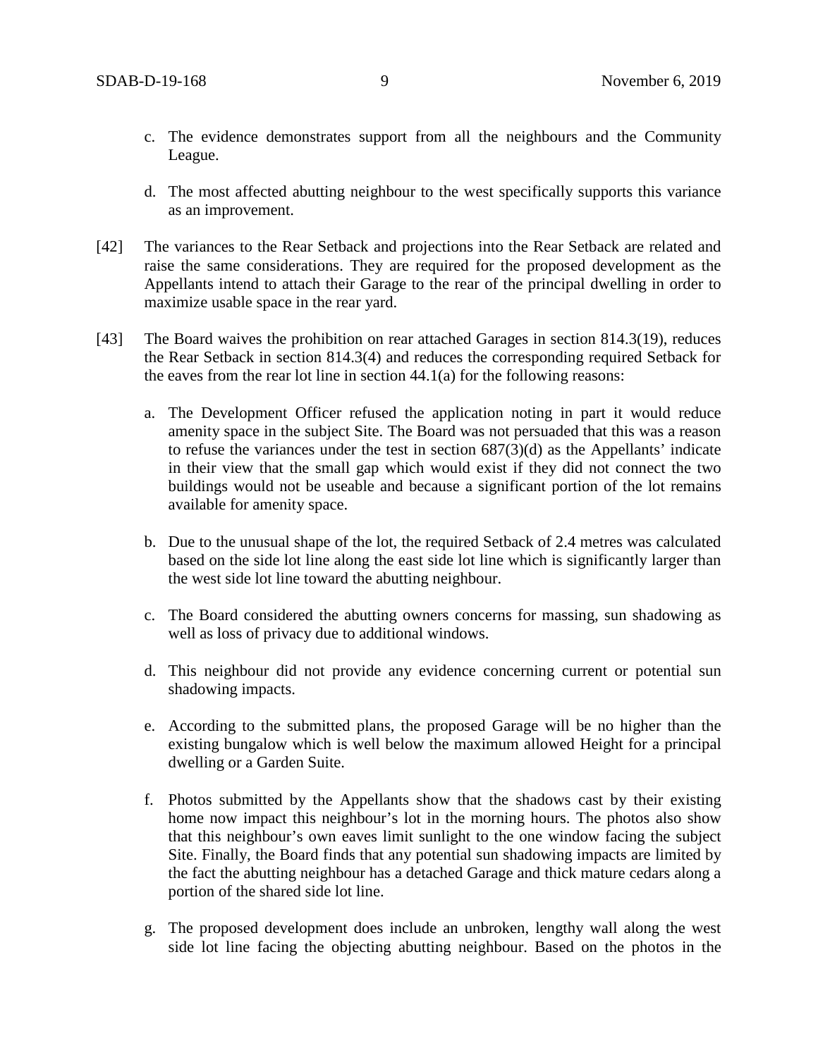c. The evidence demonstrates support from all the neighbours and the Community League.

d. The most affected abutting neighbour to the west specifically supports this variance as an improvement.

[42] The variances to the Rear Setback and projections into the Rear Setback are related and raise the same considerations. They are required for the proposed development as the Appellants intend to attach their Garage to the rear of the principal dwelling in order to maximize usable space in the rear yard.

[43] The Board waives the prohibition on rear attached Garages in section 814.3(19), reduces the Rear Setback in section 814.3(4) and reduces the corresponding required Setback for the eaves from the rear lot line in section 44.1(a) for the following reasons:

a. The Development Officer refused the application noting in part it would reduce amenity space in the subject Site. The Board was not persuaded that this was a reason to refuse the variances under the test in section 687(3)(d) as the Appellants' indicate in their view that the small gap which would exist if they did not connect the two buildings would not be useable and because a significant portion of the lot remains available for amenity space.

b. Due to the unusual shape of the lot, the required Setback of 2.4 metres was calculated based on the side lot line along the east side lot line which is significantly larger than the west side lot line toward the abutting neighbour.

c. The Board considered the abutting owners concerns for massing, sun shadowing as well as loss of privacy due to additional windows.

d. This neighbour did not provide any evidence concerning current or potential sun shadowing impacts.

e. According to the submitted plans, the proposed Garage will be no higher than the existing bungalow which is well below the maximum allowed Height for a principal dwelling or a Garden Suite.

f. Photos submitted by the Appellants show that the shadows cast by their existing home now impact this neighbour's lot in the morning hours. The photos also show that this neighbour's own eaves limit sunlight to the one window facing the subject Site. Finally, the Board finds that any potential sun shadowing impacts are limited by the fact the abutting neighbour has a detached Garage and thick mature cedars along a portion of the shared side lot line.

g. The proposed development does include an unbroken, lengthy wall along the west side lot line facing the objecting abutting neighbour. Based on the photos in the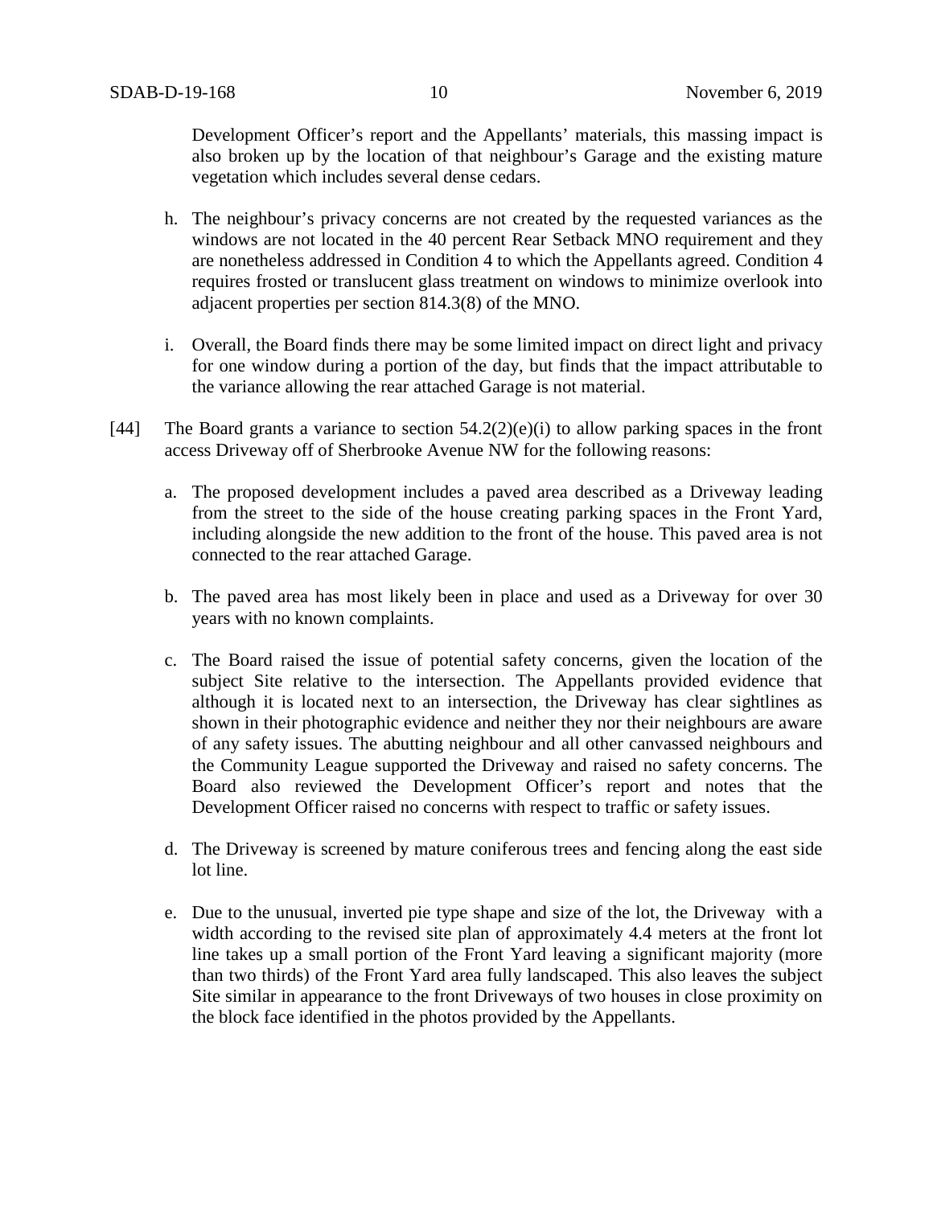Development Officer's report and the Appellants' materials, this massing impact is also broken up by the location of that neighbour's Garage and the existing mature vegetation which includes several dense cedars.

h. The neighbour's privacy concerns are not created by the requested variances as the windows are not located in the 40 percent Rear Setback MNO requirement and they are nonetheless addressed in Condition 4 to which the Appellants agreed. Condition 4 requires frosted or translucent glass treatment on windows to minimize overlook into adjacent properties per section 814.3(8) of the MNO.

i. Overall, the Board finds there may be some limited impact on direct light and privacy for one window during a portion of the day, but finds that the impact attributable to the variance allowing the rear attached Garage is not material.

[44] The Board grants a variance to section 54.2(2)(e)(i) to allow parking spaces in the front access Driveway off of Sherbrooke Avenue NW for the following reasons:

a. The proposed development includes a paved area described as a Driveway leading from the street to the side of the house creating parking spaces in the Front Yard, including alongside the new addition to the front of the house. This paved area is not connected to the rear attached Garage.

b. The paved area has most likely been in place and used as a Driveway for over 30 years with no known complaints.

c. The Board raised the issue of potential safety concerns, given the location of the subject Site relative to the intersection. The Appellants provided evidence that although it is located next to an intersection, the Driveway has clear sightlines as shown in their photographic evidence and neither they nor their neighbours are aware of any safety issues. The abutting neighbour and all other canvassed neighbours and the Community League supported the Driveway and raised no safety concerns. The Board also reviewed the Development Officer's report and notes that the Development Officer raised no concerns with respect to traffic or safety issues.

d. The Driveway is screened by mature coniferous trees and fencing along the east side lot line.

e. Due to the unusual, inverted pie type shape and size of the lot, the Driveway with a width according to the revised site plan of approximately 4.4 meters at the front lot line takes up a small portion of the Front Yard leaving a significant majority (more than two thirds) of the Front Yard area fully landscaped. This also leaves the subject Site similar in appearance to the front Driveways of two houses in close proximity on the block face identified in the photos provided by the Appellants.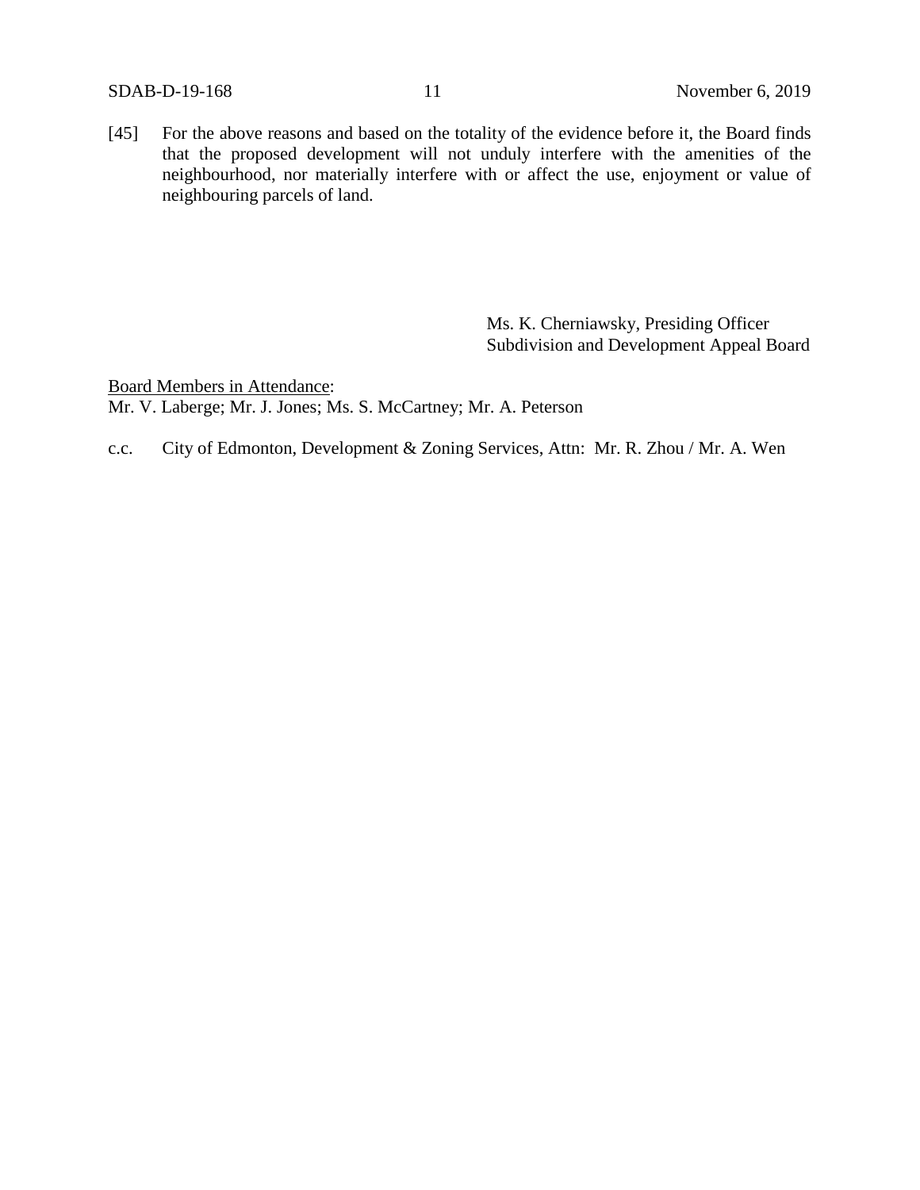[45] For the above reasons and based on the totality of the evidence before it, the Board finds that the proposed development will not unduly interfere with the amenities of the neighbourhood, nor materially interfere with or affect the use, enjoyment or value of neighbouring parcels of land.

Ms. K. Cherniawsky, Presiding Officer
Subdivision and Development Appeal Board

Board Members in Attendance:
Mr. V. Laberge; Mr. J. Jones; Ms. S. McCartney; Mr. A. Peterson

c.c. City of Edmonton, Development & Zoning Services, Attn: Mr. R. Zhou / Mr. A. Wen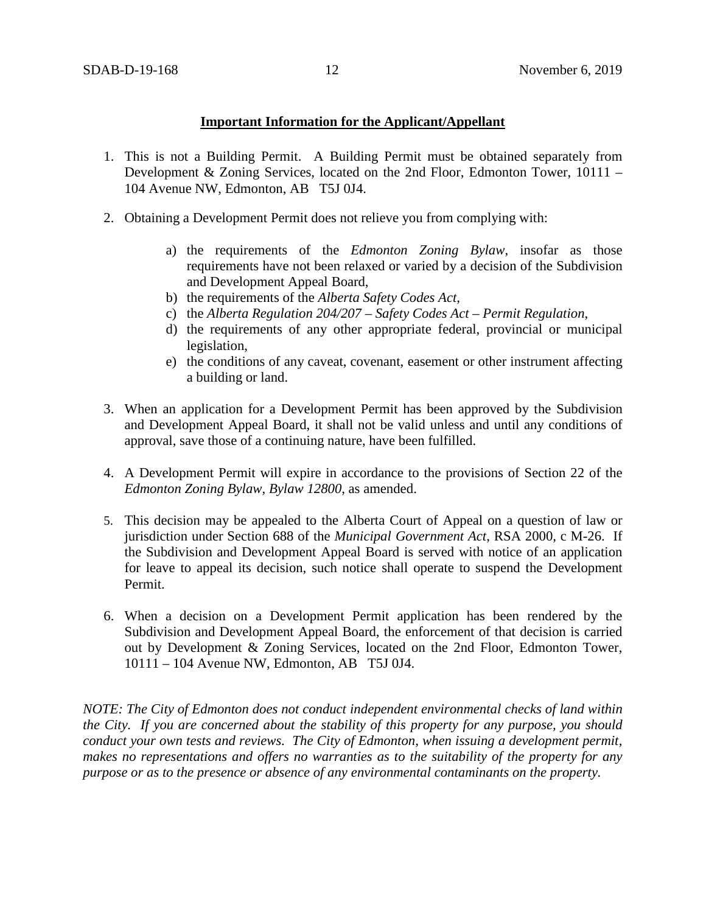**Important Information for the Applicant/Appellant**

1. This is not a Building Permit. A Building Permit must be obtained separately from Development & Zoning Services, located on the 2nd Floor, Edmonton Tower, 10111 – 104 Avenue NW, Edmonton, AB T5J 0J4.

2. Obtaining a Development Permit does not relieve you from complying with:

   a) the requirements of the *Edmonton Zoning Bylaw*, insofar as those requirements have not been relaxed or varied by a decision of the Subdivision and Development Appeal Board,
   b) the requirements of the *Alberta Safety Codes Act*,
   c) the *Alberta Regulation 204/207 – Safety Codes Act – Permit Regulation*,
   d) the requirements of any other appropriate federal, provincial or municipal legislation,
   e) the conditions of any caveat, covenant, easement or other instrument affecting a building or land.

3. When an application for a Development Permit has been approved by the Subdivision and Development Appeal Board, it shall not be valid unless and until any conditions of approval, save those of a continuing nature, have been fulfilled.

4. A Development Permit will expire in accordance to the provisions of Section 22 of the *Edmonton Zoning Bylaw, Bylaw 12800*, as amended.

5. This decision may be appealed to the Alberta Court of Appeal on a question of law or jurisdiction under Section 688 of the *Municipal Government Act*, RSA 2000, c M-26. If the Subdivision and Development Appeal Board is served with notice of an application for leave to appeal its decision, such notice shall operate to suspend the Development Permit.

6. When a decision on a Development Permit application has been rendered by the Subdivision and Development Appeal Board, the enforcement of that decision is carried out by Development & Zoning Services, located on the 2nd Floor, Edmonton Tower, 10111 – 104 Avenue NW, Edmonton, AB T5J 0J4.

*NOTE: The City of Edmonton does not conduct independent environmental checks of land within the City. If you are concerned about the stability of this property for any purpose, you should conduct your own tests and reviews. The City of Edmonton, when issuing a development permit, makes no representations and offers no warranties as to the suitability of the property for any purpose or as to the presence or absence of any environmental contaminants on the property.*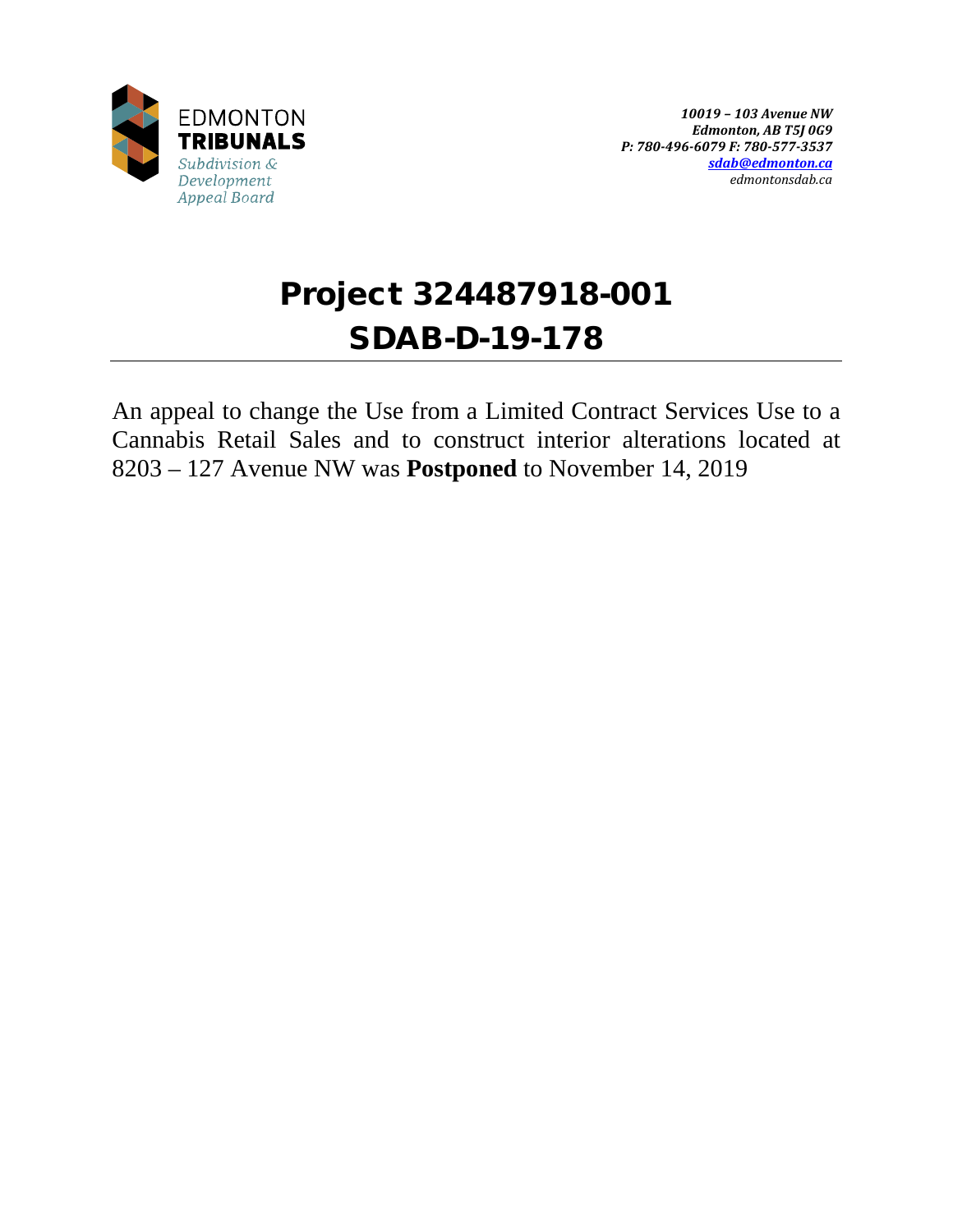EDMONTON
**TRIBUNALS**
*Subdivision & Development Appeal Board*

*10019 – 103 Avenue NW*
*Edmonton, AB T5J 0G9*
*P: 780-496-6079 F: 780-577-3537*
*sdab@edmonton.ca*
*edmontonsdab.ca*

# Project 324487918-001
# SDAB-D-19-178

An appeal to change the Use from a Limited Contract Services Use to a Cannabis Retail Sales and to construct interior alterations located at 8203 – 127 Avenue NW was **Postponed** to November 14, 2019